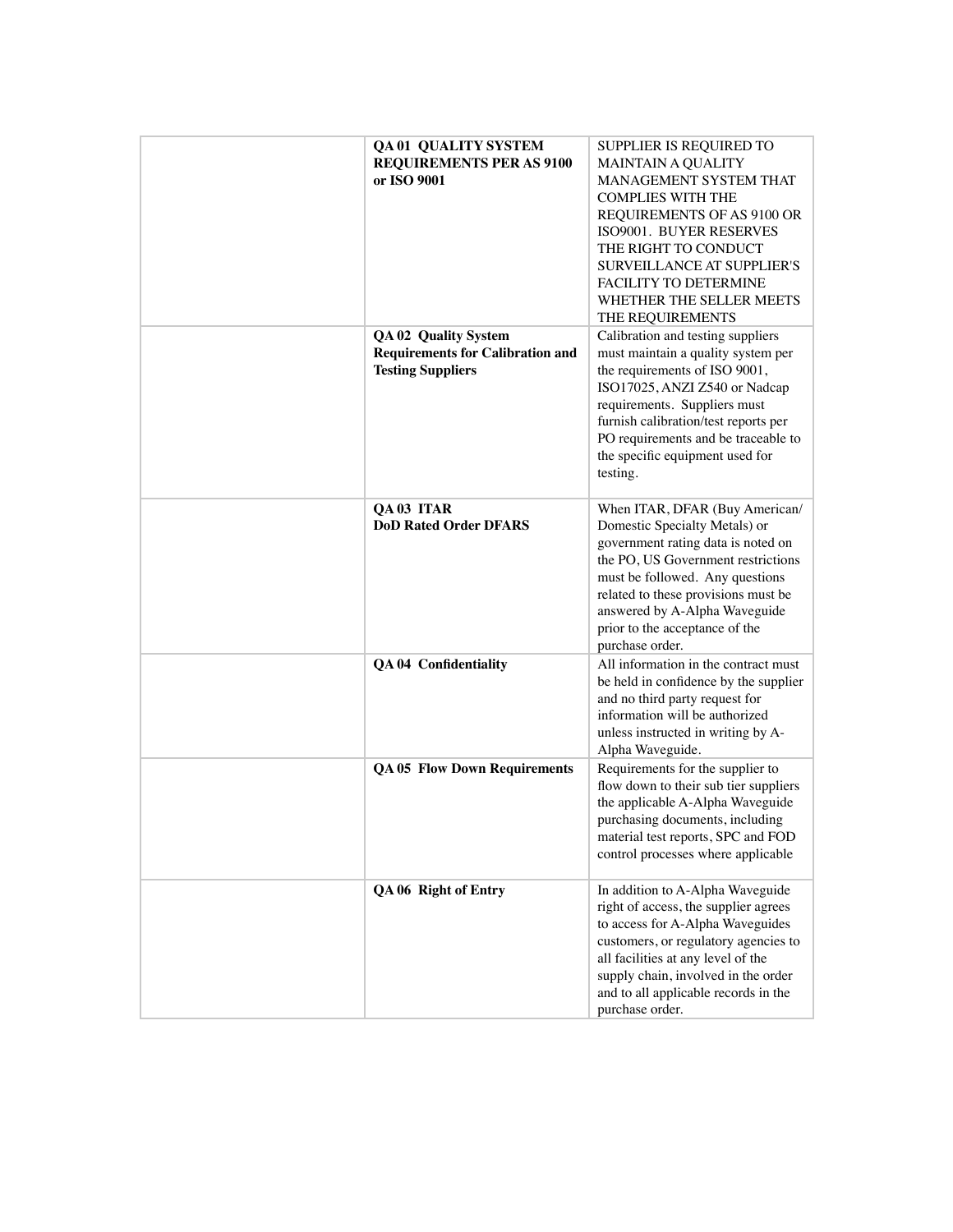|  |  |  |
|---|---|---|
|  | **QA 01 QUALITY SYSTEM REQUIREMENTS PER AS 9100 or ISO 9001** | SUPPLIER IS REQUIRED TO MAINTAIN A QUALITY MANAGEMENT SYSTEM THAT COMPLIES WITH THE REQUIREMENTS OF AS 9100 OR ISO9001. BUYER RESERVES THE RIGHT TO CONDUCT SURVEILLANCE AT SUPPLIER'S FACILITY TO DETERMINE WHETHER THE SELLER MEETS THE REQUIREMENTS |
|  | **QA 02 Quality System Requirements for Calibration and Testing Suppliers** | Calibration and testing suppliers must maintain a quality system per the requirements of ISO 9001, ISO17025, ANZI Z540 or Nadcap requirements. Suppliers must furnish calibration/test reports per PO requirements and be traceable to the specific equipment used for testing. |
|  | **QA 03 ITAR DoD Rated Order DFARS** | When ITAR, DFAR (Buy American/ Domestic Specialty Metals) or government rating data is noted on the PO, US Government restrictions must be followed. Any questions related to these provisions must be answered by A-Alpha Waveguide prior to the acceptance of the purchase order. |
|  | **QA 04 Confidentiality** | All information in the contract must be held in confidence by the supplier and no third party request for information will be authorized unless instructed in writing by A-Alpha Waveguide. |
|  | **QA 05 Flow Down Requirements** | Requirements for the supplier to flow down to their sub tier suppliers the applicable A-Alpha Waveguide purchasing documents, including material test reports, SPC and FOD control processes where applicable |
|  | **QA 06 Right of Entry** | In addition to A-Alpha Waveguide right of access, the supplier agrees to access for A-Alpha Waveguides customers, or regulatory agencies to all facilities at any level of the supply chain, involved in the order and to all applicable records in the purchase order. |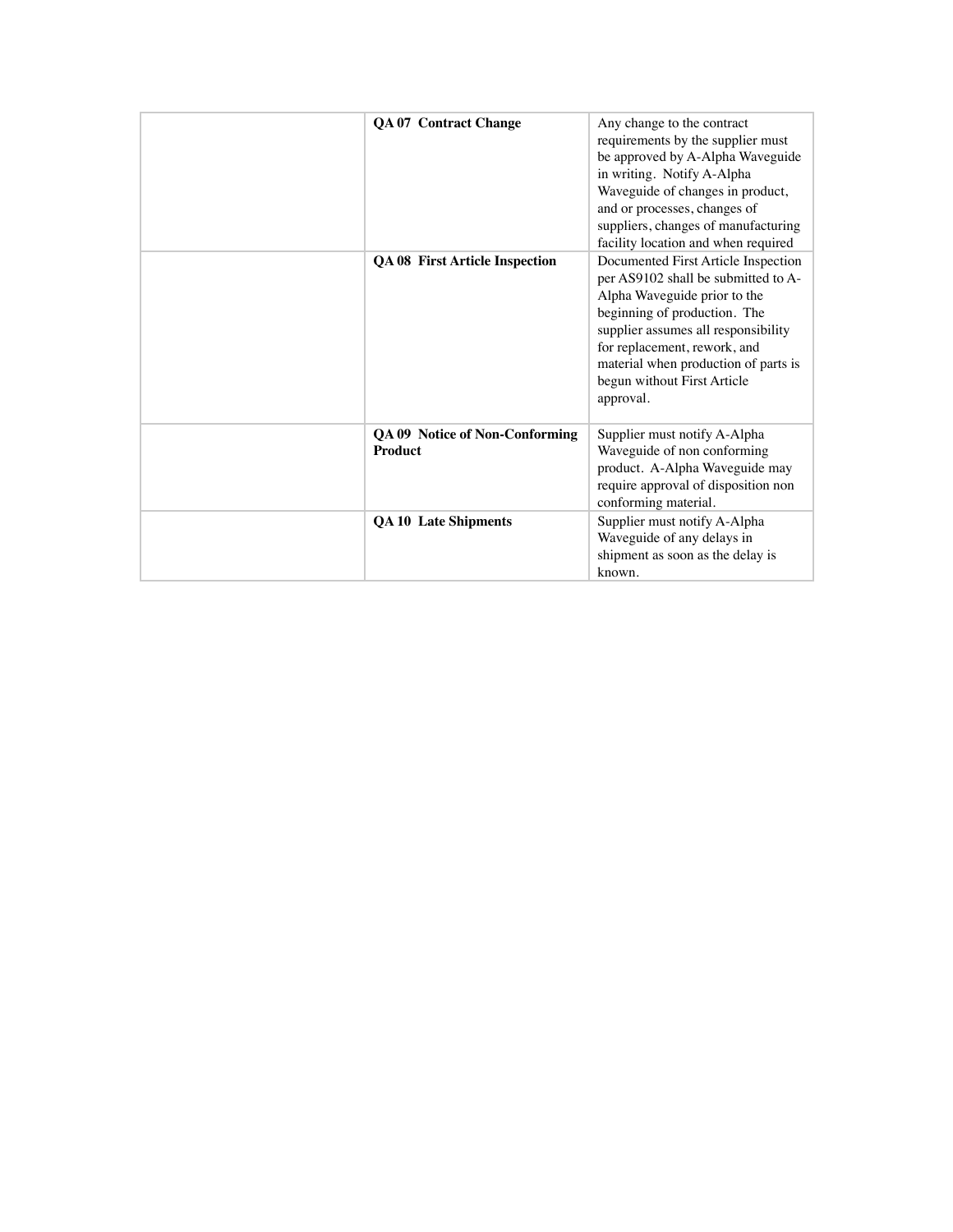| | | |
|---|---|---|
| | **QA 07 Contract Change** | Any change to the contract requirements by the supplier must be approved by A-Alpha Waveguide in writing. Notify A-Alpha Waveguide of changes in product, and or processes, changes of suppliers, changes of manufacturing facility location and when required |
| | **QA 08 First Article Inspection** | Documented First Article Inspection per AS9102 shall be submitted to A-Alpha Waveguide prior to the beginning of production. The supplier assumes all responsibility for replacement, rework, and material when production of parts is begun without First Article approval. |
| | **QA 09 Notice of Non-Conforming Product** | Supplier must notify A-Alpha Waveguide of non conforming product. A-Alpha Waveguide may require approval of disposition non conforming material. |
| | **QA 10 Late Shipments** | Supplier must notify A-Alpha Waveguide of any delays in shipment as soon as the delay is known. |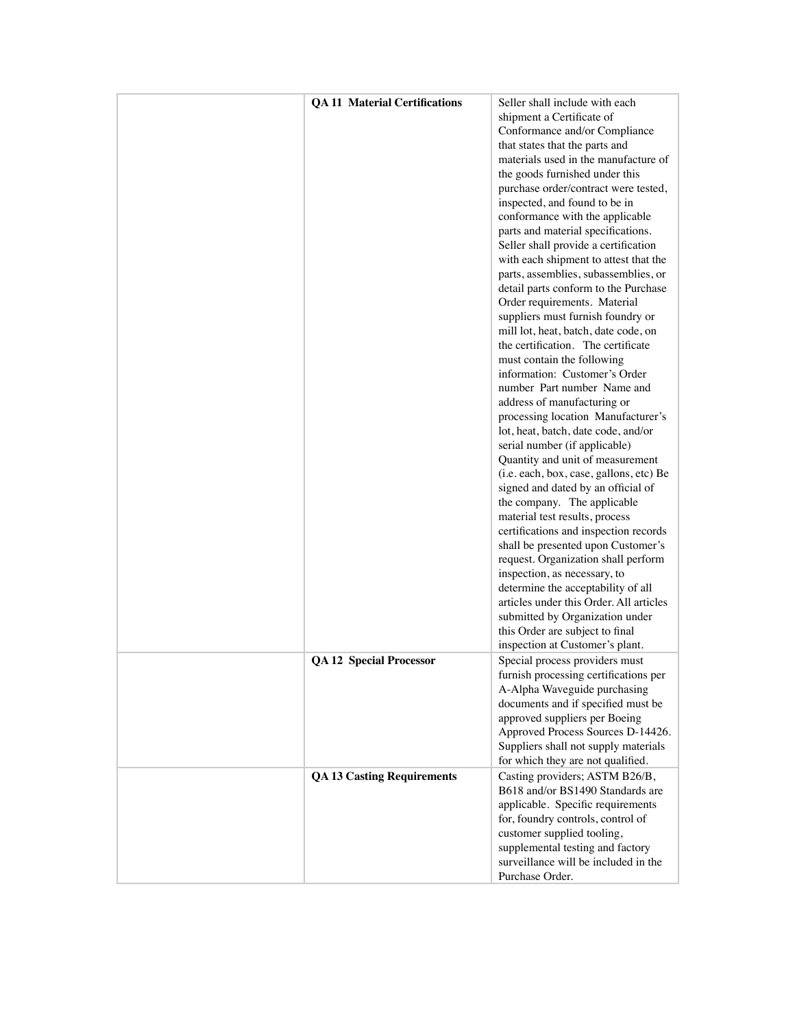| | | |
|---|---|---|
| | **QA 11 Material Certifications** | Seller shall include with each shipment a Certificate of Conformance and/or Compliance that states that the parts and materials used in the manufacture of the goods furnished under this purchase order/contract were tested, inspected, and found to be in conformance with the applicable parts and material specifications. Seller shall provide a certification with each shipment to attest that the parts, assemblies, subassemblies, or detail parts conform to the Purchase Order requirements. Material suppliers must furnish foundry or mill lot, heat, batch, date code, on the certification. The certificate must contain the following information: Customer's Order number Part number Name and address of manufacturing or processing location Manufacturer's lot, heat, batch, date code, and/or serial number (if applicable) Quantity and unit of measurement (i.e. each, box, case, gallons, etc) Be signed and dated by an official of the company. The applicable material test results, process certifications and inspection records shall be presented upon Customer's request. Organization shall perform inspection, as necessary, to determine the acceptability of all articles under this Order. All articles submitted by Organization under this Order are subject to final inspection at Customer's plant. |
| | **QA 12 Special Processor** | Special process providers must furnish processing certifications per A-Alpha Waveguide purchasing documents and if specified must be approved suppliers per Boeing Approved Process Sources D-14426. Suppliers shall not supply materials for which they are not qualified. |
| | **QA 13 Casting Requirements** | Casting providers; ASTM B26/B, B618 and/or BS1490 Standards are applicable. Specific requirements for, foundry controls, control of customer supplied tooling, supplemental testing and factory surveillance will be included in the Purchase Order. |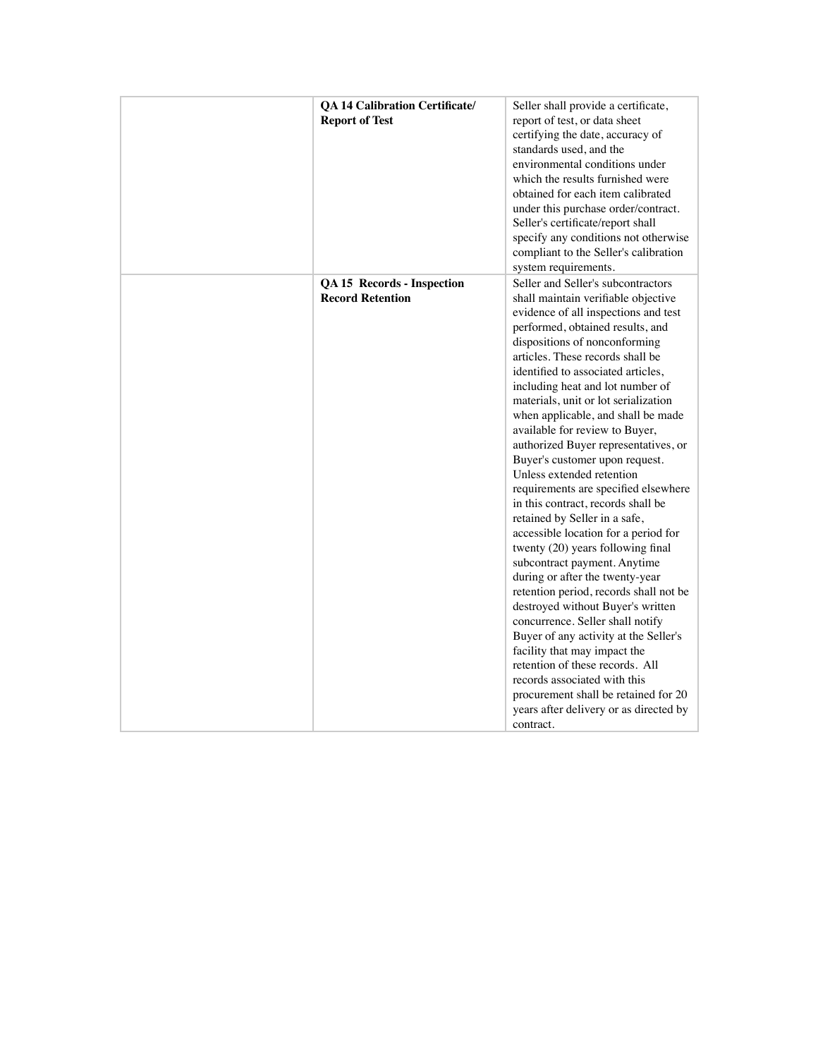| | | |
|---|---|---|
| | **QA 14 Calibration Certificate/ Report of Test** | Seller shall provide a certificate, report of test, or data sheet certifying the date, accuracy of standards used, and the environmental conditions under which the results furnished were obtained for each item calibrated under this purchase order/contract. Seller's certificate/report shall specify any conditions not otherwise compliant to the Seller's calibration system requirements. |
| | **QA 15 Records - Inspection Record Retention** | Seller and Seller's subcontractors shall maintain verifiable objective evidence of all inspections and test performed, obtained results, and dispositions of nonconforming articles. These records shall be identified to associated articles, including heat and lot number of materials, unit or lot serialization when applicable, and shall be made available for review to Buyer, authorized Buyer representatives, or Buyer's customer upon request. Unless extended retention requirements are specified elsewhere in this contract, records shall be retained by Seller in a safe, accessible location for a period for twenty (20) years following final subcontract payment. Anytime during or after the twenty-year retention period, records shall not be destroyed without Buyer's written concurrence. Seller shall notify Buyer of any activity at the Seller's facility that may impact the retention of these records. All records associated with this procurement shall be retained for 20 years after delivery or as directed by contract. |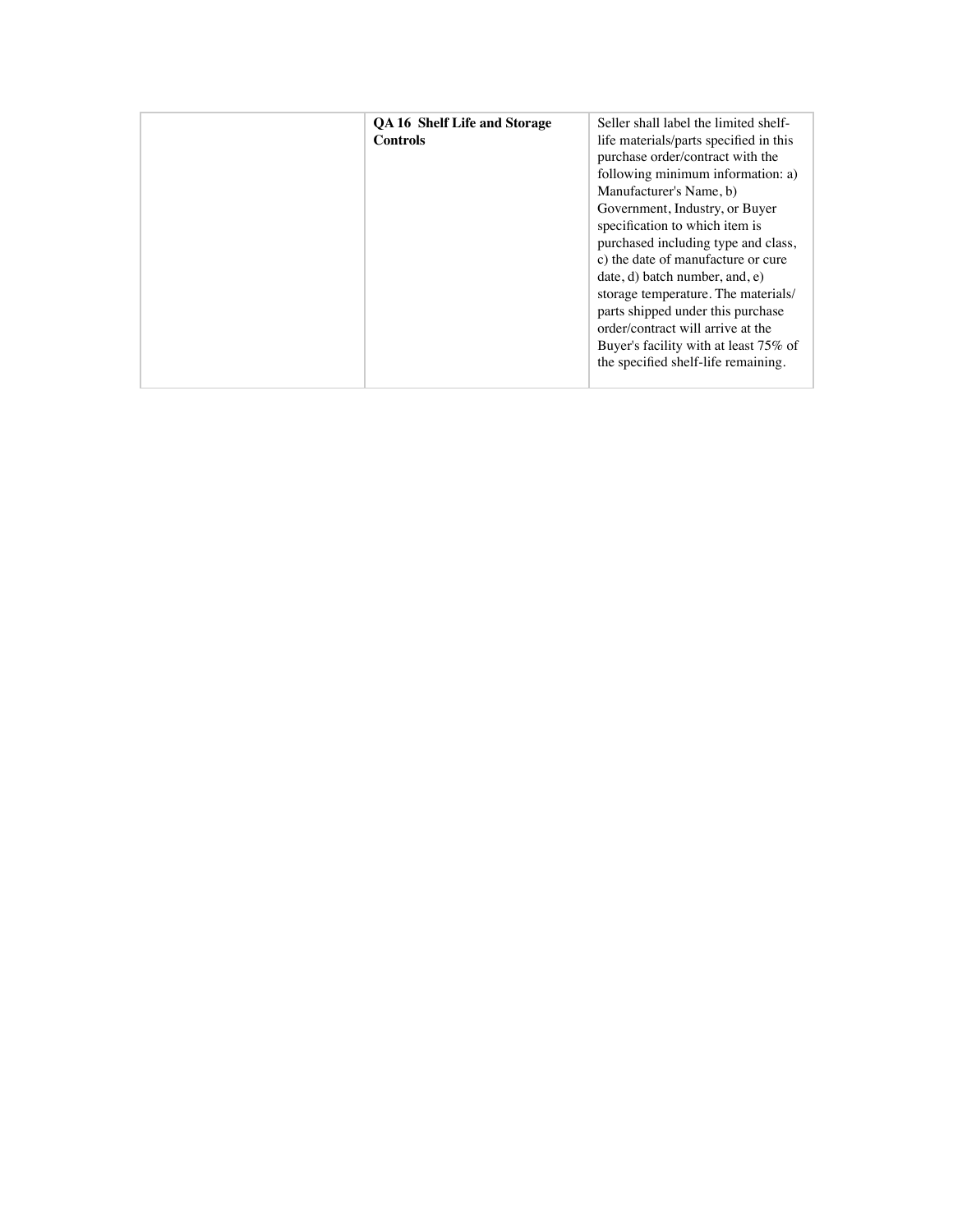| | | |
|---|---|---|
| | **QA 16 Shelf Life and Storage Controls** | Seller shall label the limited shelf-life materials/parts specified in this purchase order/contract with the following minimum information: a) Manufacturer's Name, b) Government, Industry, or Buyer specification to which item is purchased including type and class, c) the date of manufacture or cure date, d) batch number, and, e) storage temperature. The materials/ parts shipped under this purchase order/contract will arrive at the Buyer's facility with at least 75% of the specified shelf-life remaining. |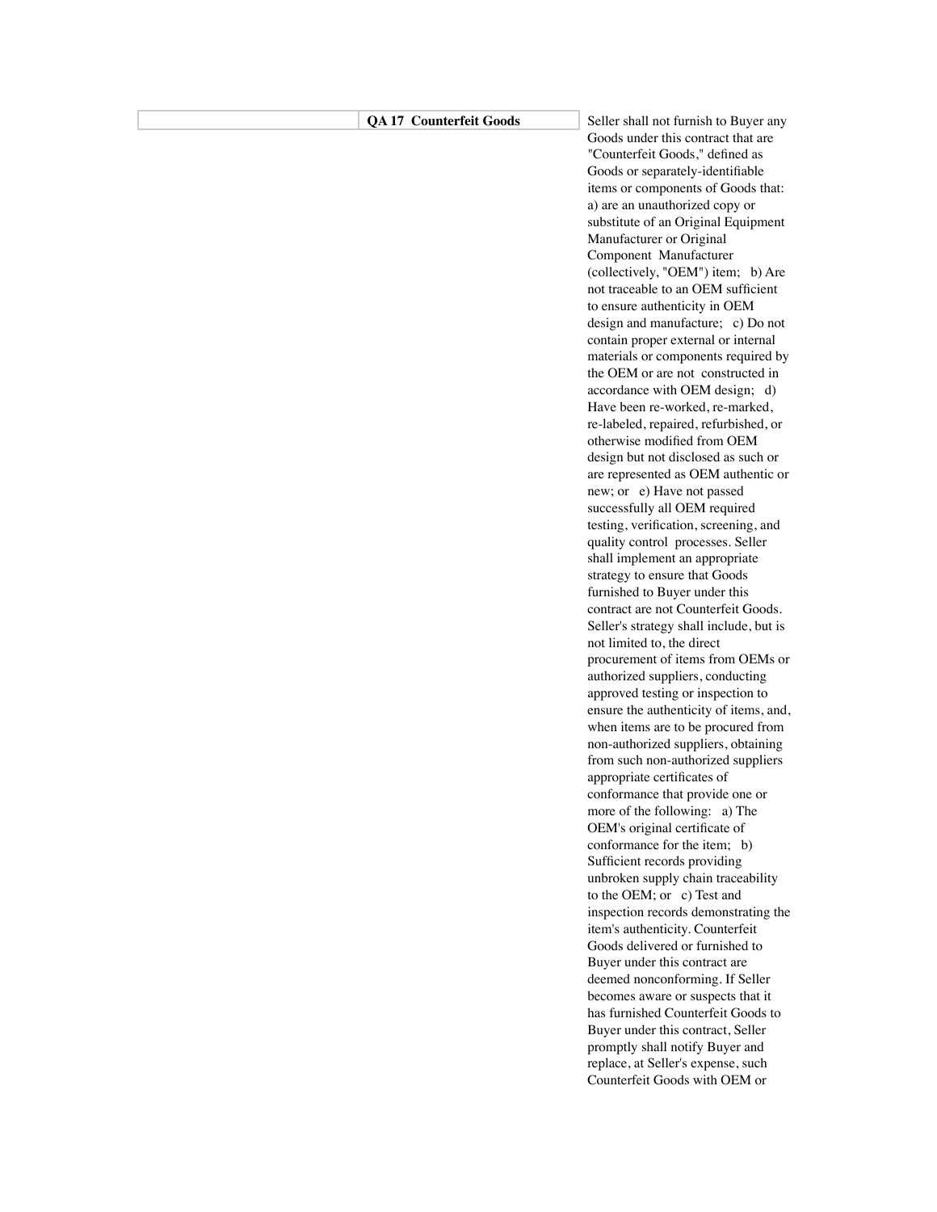| | **QA 17 Counterfeit Goods** | Seller shall not furnish to Buyer any Goods under this contract that are "Counterfeit Goods," defined as Goods or separately-identifiable items or components of Goods that: a) are an unauthorized copy or substitute of an Original Equipment Manufacturer or Original Component Manufacturer (collectively, "OEM") item; b) Are not traceable to an OEM sufficient to ensure authenticity in OEM design and manufacture; c) Do not contain proper external or internal materials or components required by the OEM or are not constructed in accordance with OEM design; d) Have been re-worked, re-marked, re-labeled, repaired, refurbished, or otherwise modified from OEM design but not disclosed as such or are represented as OEM authentic or new; or e) Have not passed successfully all OEM required testing, verification, screening, and quality control processes. Seller shall implement an appropriate strategy to ensure that Goods furnished to Buyer under this contract are not Counterfeit Goods. Seller's strategy shall include, but is not limited to, the direct procurement of items from OEMs or authorized suppliers, conducting approved testing or inspection to ensure the authenticity of items, and, when items are to be procured from non-authorized suppliers, obtaining from such non-authorized suppliers appropriate certificates of conformance that provide one or more of the following: a) The OEM's original certificate of conformance for the item; b) Sufficient records providing unbroken supply chain traceability to the OEM; or c) Test and inspection records demonstrating the item's authenticity. Counterfeit Goods delivered or furnished to Buyer under this contract are deemed nonconforming. If Seller becomes aware or suspects that it has furnished Counterfeit Goods to Buyer under this contract, Seller promptly shall notify Buyer and replace, at Seller's expense, such Counterfeit Goods with OEM or |
|---|---|---|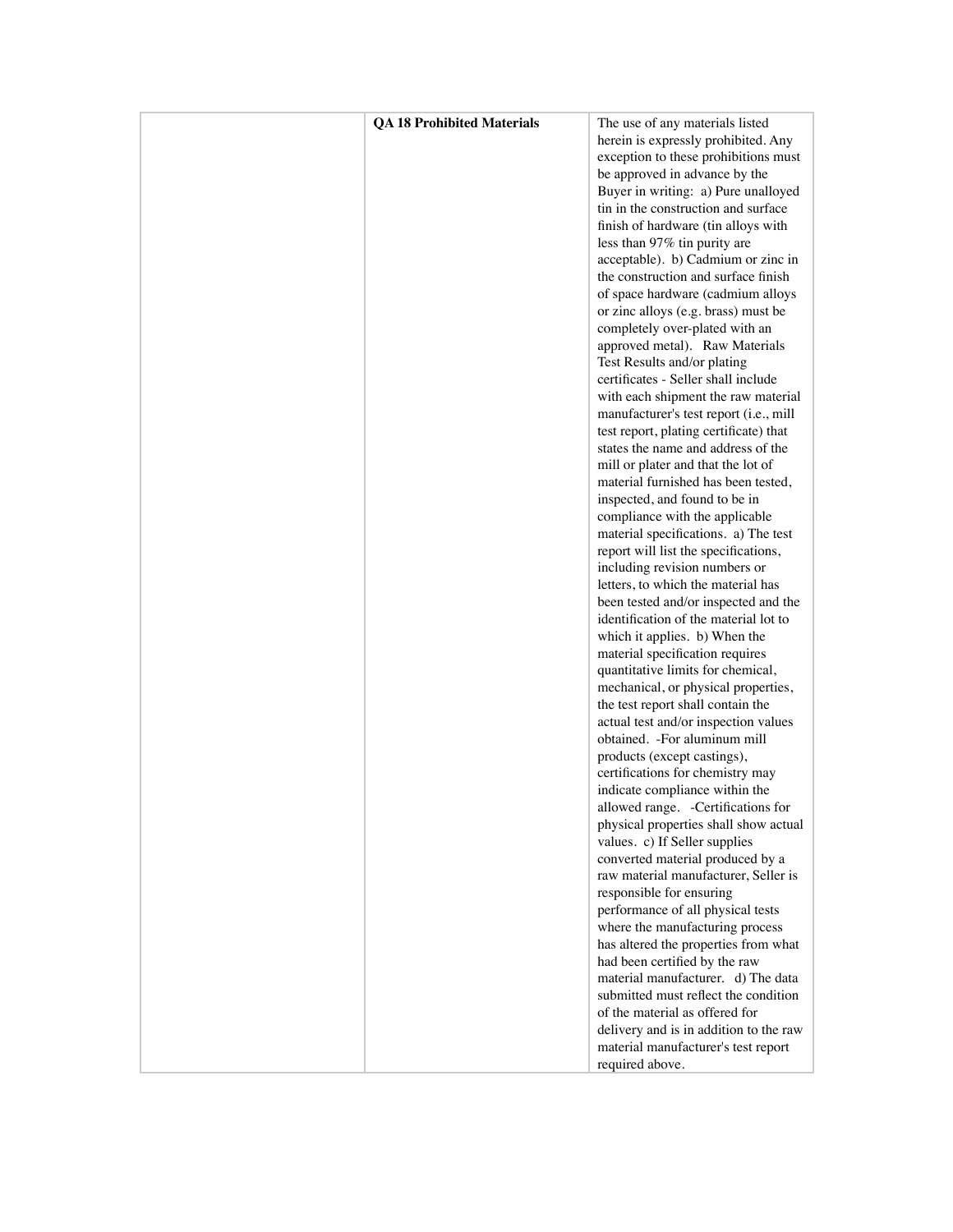|  | **QA 18 Prohibited Materials** | The use of any materials listed herein is expressly prohibited. Any exception to these prohibitions must be approved in advance by the Buyer in writing: a) Pure unalloyed tin in the construction and surface finish of hardware (tin alloys with less than 97% tin purity are acceptable). b) Cadmium or zinc in the construction and surface finish of space hardware (cadmium alloys or zinc alloys (e.g. brass) must be completely over-plated with an approved metal). Raw Materials Test Results and/or plating certificates - Seller shall include with each shipment the raw material manufacturer's test report (i.e., mill test report, plating certificate) that states the name and address of the mill or plater and that the lot of material furnished has been tested, inspected, and found to be in compliance with the applicable material specifications. a) The test report will list the specifications, including revision numbers or letters, to which the material has been tested and/or inspected and the identification of the material lot to which it applies. b) When the material specification requires quantitative limits for chemical, mechanical, or physical properties, the test report shall contain the actual test and/or inspection values obtained. -For aluminum mill products (except castings), certifications for chemistry may indicate compliance within the allowed range. -Certifications for physical properties shall show actual values. c) If Seller supplies converted material produced by a raw material manufacturer, Seller is responsible for ensuring performance of all physical tests where the manufacturing process has altered the properties from what had been certified by the raw material manufacturer. d) The data submitted must reflect the condition of the material as offered for delivery and is in addition to the raw material manufacturer's test report required above. |
| --- | --- | --- |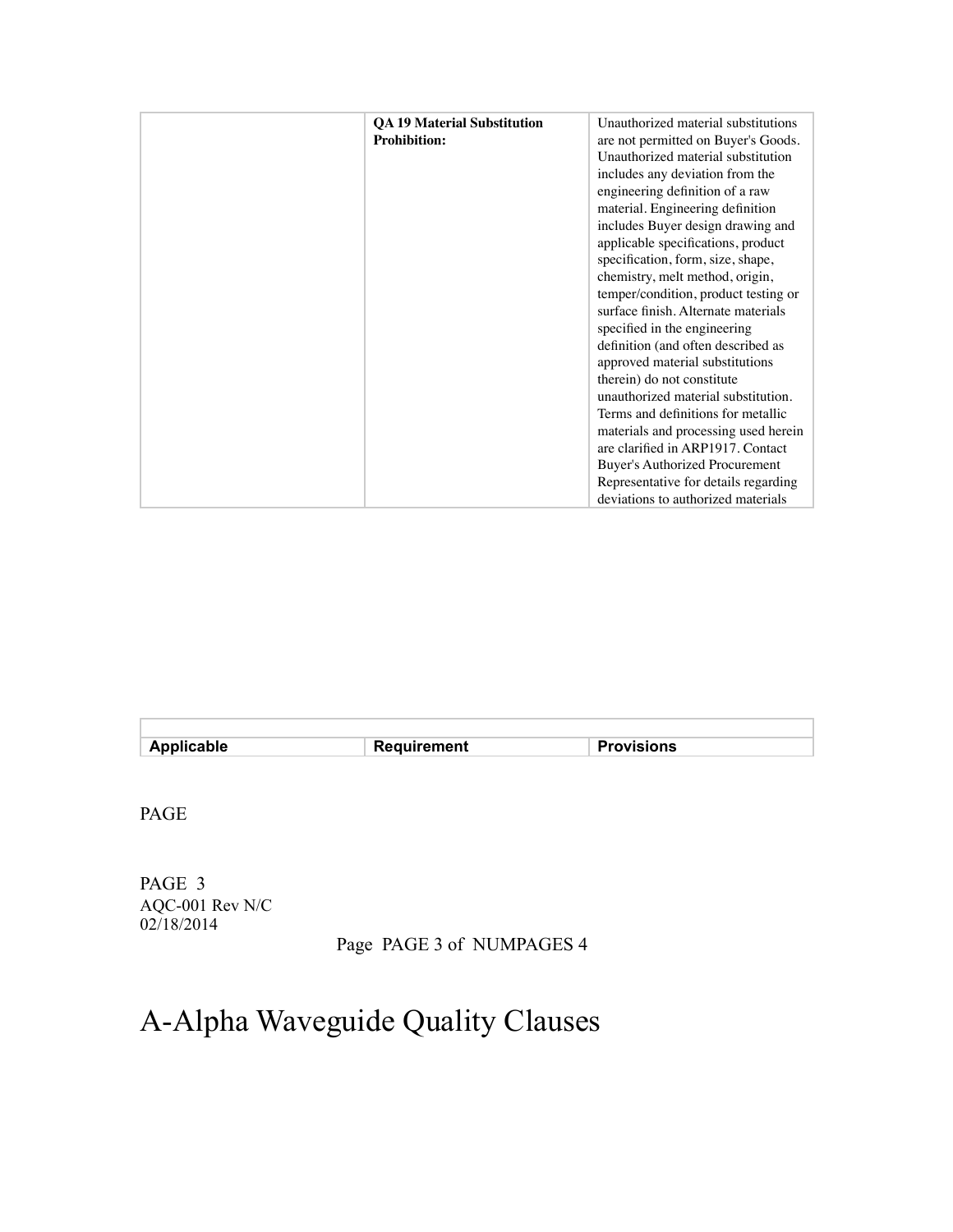| Applicable | Requirement | Provisions |
|---|---|---|
| | **QA 19 Material Substitution Prohibition:** | Unauthorized material substitutions are not permitted on Buyer's Goods. Unauthorized material substitution includes any deviation from the engineering definition of a raw material. Engineering definition includes Buyer design drawing and applicable specifications, product specification, form, size, shape, chemistry, melt method, origin, temper/condition, product testing or surface finish. Alternate materials specified in the engineering definition (and often described as approved material substitutions therein) do not constitute unauthorized material substitution. Terms and definitions for metallic materials and processing used herein are clarified in ARP1917. Contact Buyer's Authorized Procurement Representative for details regarding deviations to authorized materials |